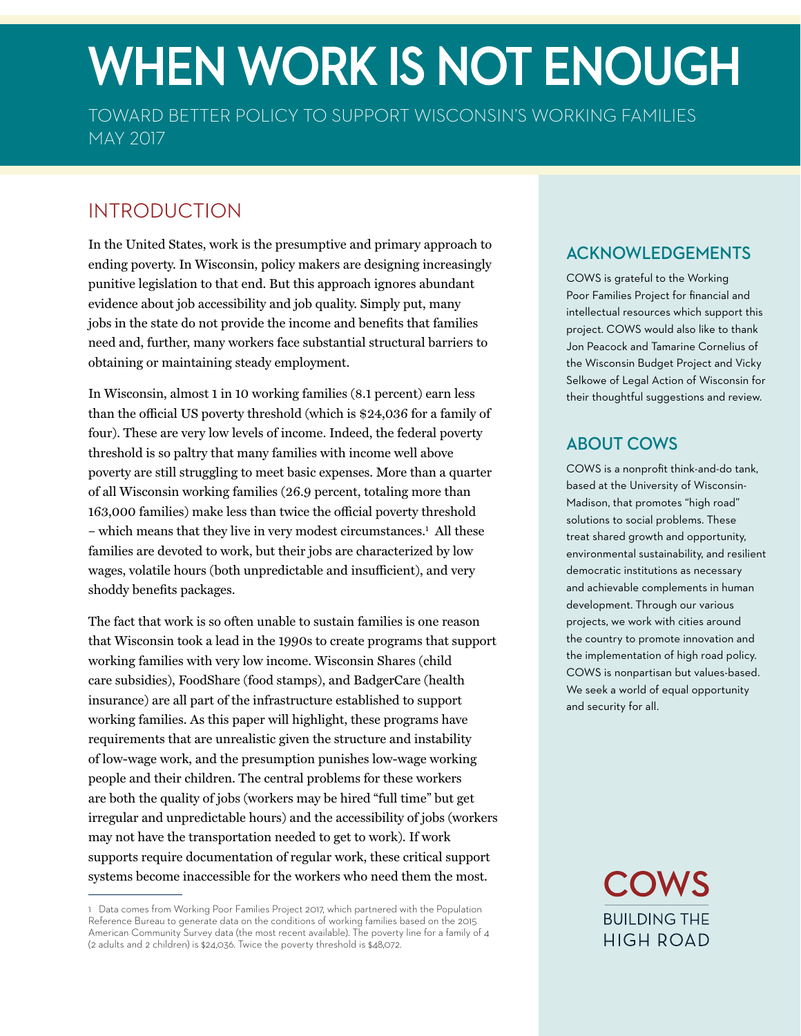# WHEN WORK IS NOT ENOUGH

TOWARD BETTER POLICY TO SUPPORT WISCONSIN'S WORKING FAMILIES
MAY 2017

## INTRODUCTION

In the United States, work is the presumptive and primary approach to ending poverty. In Wisconsin, policy makers are designing increasingly punitive legislation to that end. But this approach ignores abundant evidence about job accessibility and job quality. Simply put, many jobs in the state do not provide the income and benefits that families need and, further, many workers face substantial structural barriers to obtaining or maintaining steady employment.

In Wisconsin, almost 1 in 10 working families (8.1 percent) earn less than the official US poverty threshold (which is $24,036 for a family of four). These are very low levels of income. Indeed, the federal poverty threshold is so paltry that many families with income well above poverty are still struggling to meet basic expenses. More than a quarter of all Wisconsin working families (26.9 percent, totaling more than 163,000 families) make less than twice the official poverty threshold – which means that they live in very modest circumstances.[1] All these families are devoted to work, but their jobs are characterized by low wages, volatile hours (both unpredictable and insufficient), and very shoddy benefits packages.

The fact that work is so often unable to sustain families is one reason that Wisconsin took a lead in the 1990s to create programs that support working families with very low income. Wisconsin Shares (child care subsidies), FoodShare (food stamps), and BadgerCare (health insurance) are all part of the infrastructure established to support working families. As this paper will highlight, these programs have requirements that are unrealistic given the structure and instability of low-wage work, and the presumption punishes low-wage working people and their children. The central problems for these workers are both the quality of jobs (workers may be hired "full time" but get irregular and unpredictable hours) and the accessibility of jobs (workers may not have the transportation needed to get to work). If work supports require documentation of regular work, these critical support systems become inaccessible for the workers who need them the most.

1 Data comes from Working Poor Families Project 2017, which partnered with the Population Reference Bureau to generate data on the conditions of working families based on the 2015 American Community Survey data (the most recent available). The poverty line for a family of 4 (2 adults and 2 children) is $24,036. Twice the poverty threshold is $48,072.

### ACKNOWLEDGEMENTS

COWS is grateful to the Working Poor Families Project for financial and intellectual resources which support this project. COWS would also like to thank Jon Peacock and Tamarine Cornelius of the Wisconsin Budget Project and Vicky Selkowe of Legal Action of Wisconsin for their thoughtful suggestions and review.

### ABOUT COWS

COWS is a nonprofit think-and-do tank, based at the University of Wisconsin-Madison, that promotes "high road" solutions to social problems. These treat shared growth and opportunity, environmental sustainability, and resilient democratic institutions as necessary and achievable complements in human development. Through our various projects, we work with cities around the country to promote innovation and the implementation of high road policy. COWS is nonpartisan but values-based. We seek a world of equal opportunity and security for all.

COWS
BUILDING THE HIGH ROAD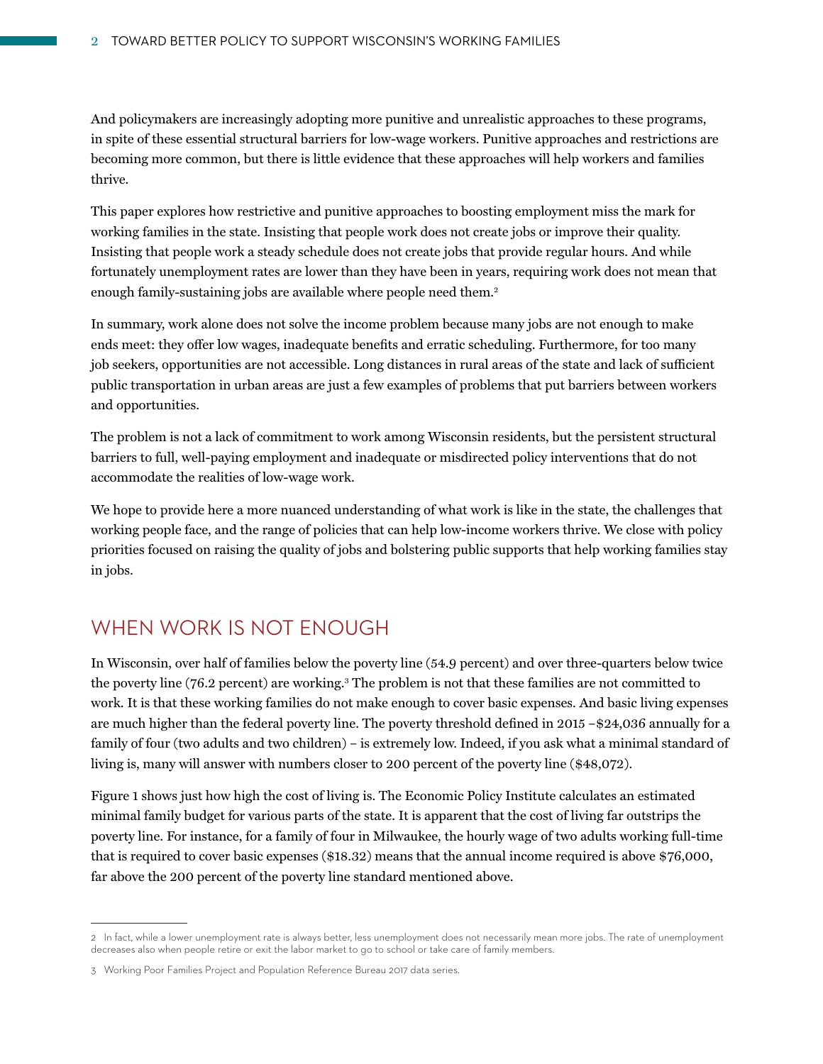And policymakers are increasingly adopting more punitive and unrealistic approaches to these programs, in spite of these essential structural barriers for low-wage workers. Punitive approaches and restrictions are becoming more common, but there is little evidence that these approaches will help workers and families thrive.

This paper explores how restrictive and punitive approaches to boosting employment miss the mark for working families in the state. Insisting that people work does not create jobs or improve their quality. Insisting that people work a steady schedule does not create jobs that provide regular hours. And while fortunately unemployment rates are lower than they have been in years, requiring work does not mean that enough family-sustaining jobs are available where people need them.[2]

In summary, work alone does not solve the income problem because many jobs are not enough to make ends meet: they offer low wages, inadequate benefits and erratic scheduling. Furthermore, for too many job seekers, opportunities are not accessible. Long distances in rural areas of the state and lack of sufficient public transportation in urban areas are just a few examples of problems that put barriers between workers and opportunities.

The problem is not a lack of commitment to work among Wisconsin residents, but the persistent structural barriers to full, well-paying employment and inadequate or misdirected policy interventions that do not accommodate the realities of low-wage work.

We hope to provide here a more nuanced understanding of what work is like in the state, the challenges that working people face, and the range of policies that can help low-income workers thrive. We close with policy priorities focused on raising the quality of jobs and bolstering public supports that help working families stay in jobs.

## WHEN WORK IS NOT ENOUGH

In Wisconsin, over half of families below the poverty line (54.9 percent) and over three-quarters below twice the poverty line (76.2 percent) are working.[3] The problem is not that these families are not committed to work. It is that these working families do not make enough to cover basic expenses. And basic living expenses are much higher than the federal poverty line. The poverty threshold defined in 2015 –$24,036 annually for a family of four (two adults and two children) – is extremely low. Indeed, if you ask what a minimal standard of living is, many will answer with numbers closer to 200 percent of the poverty line ($48,072).

Figure 1 shows just how high the cost of living is. The Economic Policy Institute calculates an estimated minimal family budget for various parts of the state. It is apparent that the cost of living far outstrips the poverty line. For instance, for a family of four in Milwaukee, the hourly wage of two adults working full-time that is required to cover basic expenses ($18.32) means that the annual income required is above $76,000, far above the 200 percent of the poverty line standard mentioned above.

---

2 In fact, while a lower unemployment rate is always better, less unemployment does not necessarily mean more jobs. The rate of unemployment decreases also when people retire or exit the labor market to go to school or take care of family members.

3 Working Poor Families Project and Population Reference Bureau 2017 data series.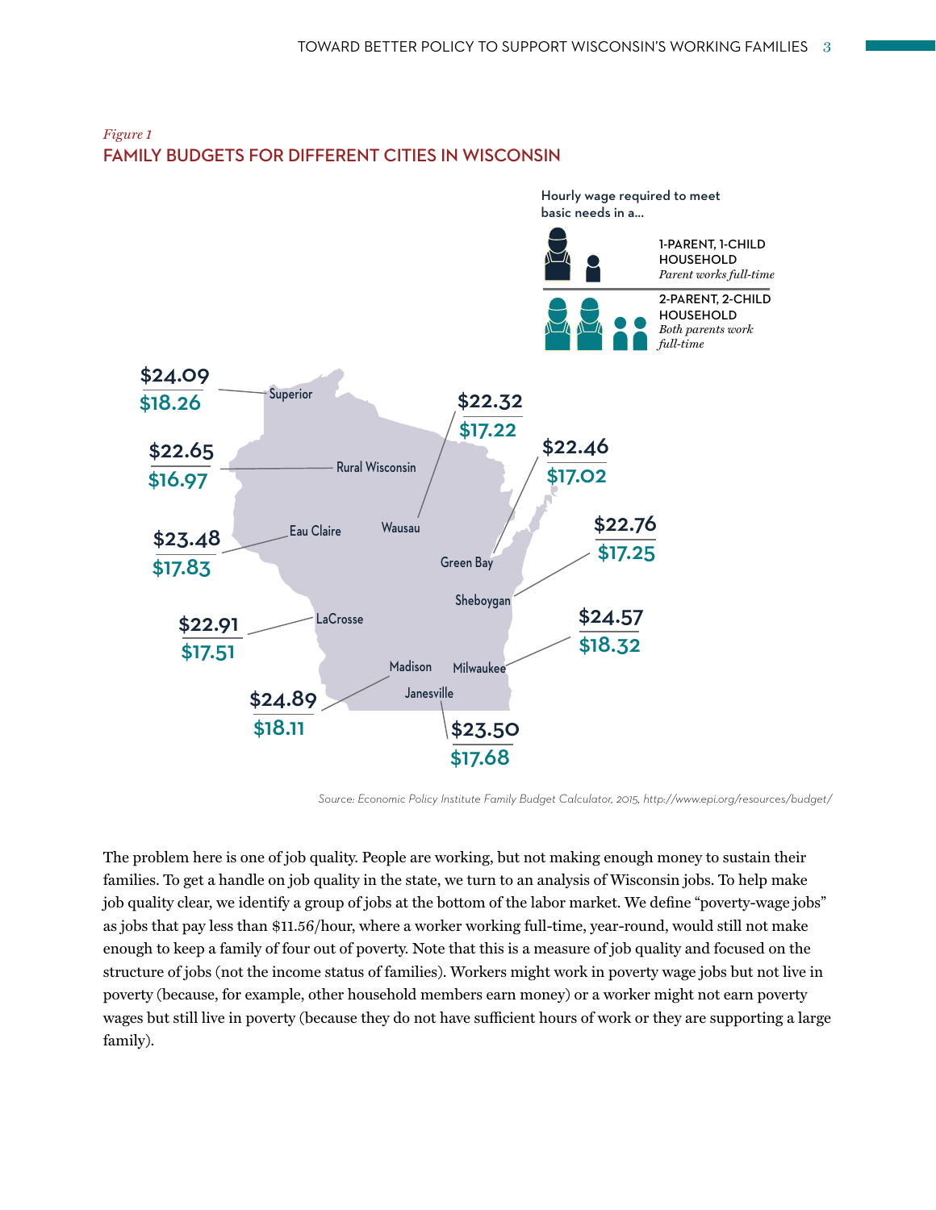*Figure 1*

## FAMILY BUDGETS FOR DIFFERENT CITIES IN WISCONSIN

Hourly wage required to meet basic needs in a...

| Location | 1-PARENT, 1-CHILD HOUSEHOLD (*Parent works full-time*) | 2-PARENT, 2-CHILD HOUSEHOLD (*Both parents work full-time*) |
|---|---|---|
| Superior | $24.09 | $18.26 |
| Rural Wisconsin | $22.65 | $16.97 |
| Eau Claire | $23.48 | $17.83 |
| LaCrosse | $22.91 | $17.51 |
| Madison | $24.89 | $18.11 |
| Janesville | $23.50 | $17.68 |
| Wausau | $22.32 | $17.22 |
| Green Bay | $22.46 | $17.02 |
| Sheboygan | $22.76 | $17.25 |
| Milwaukee | $24.57 | $18.32 |

*Source: Economic Policy Institute Family Budget Calculator, 2015, http://www.epi.org/resources/budget/*

The problem here is one of job quality. People are working, but not making enough money to sustain their families. To get a handle on job quality in the state, we turn to an analysis of Wisconsin jobs. To help make job quality clear, we identify a group of jobs at the bottom of the labor market. We define "poverty-wage jobs" as jobs that pay less than $11.56/hour, where a worker working full-time, year-round, would still not make enough to keep a family of four out of poverty. Note that this is a measure of job quality and focused on the structure of jobs (not the income status of families). Workers might work in poverty wage jobs but not live in poverty (because, for example, other household members earn money) or a worker might not earn poverty wages but still live in poverty (because they do not have sufficient hours of work or they are supporting a large family).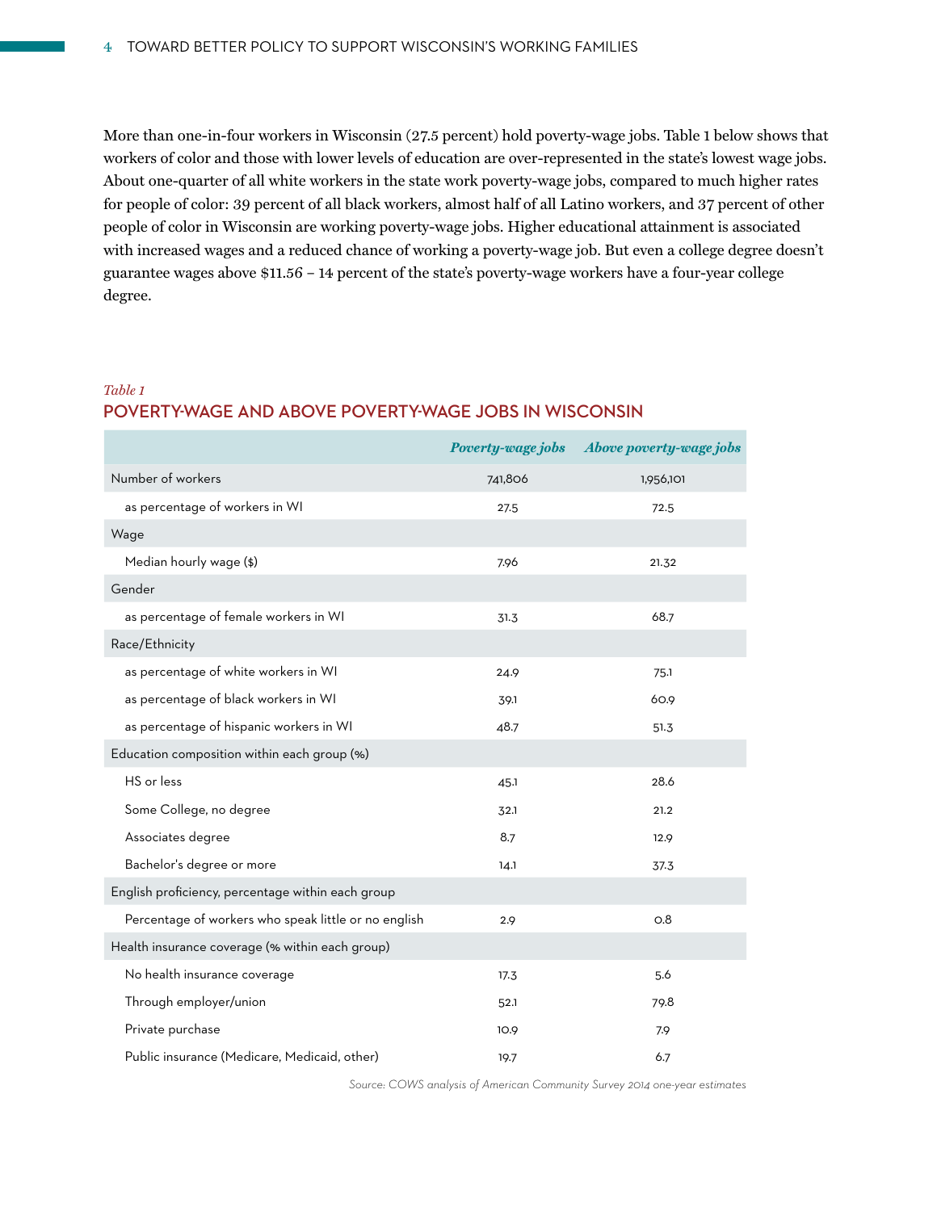More than one-in-four workers in Wisconsin (27.5 percent) hold poverty-wage jobs. Table 1 below shows that workers of color and those with lower levels of education are over-represented in the state's lowest wage jobs. About one-quarter of all white workers in the state work poverty-wage jobs, compared to much higher rates for people of color: 39 percent of all black workers, almost half of all Latino workers, and 37 percent of other people of color in Wisconsin are working poverty-wage jobs. Higher educational attainment is associated with increased wages and a reduced chance of working a poverty-wage job. But even a college degree doesn't guarantee wages above $11.56 – 14 percent of the state's poverty-wage workers have a four-year college degree.

*Table 1*

## POVERTY-WAGE AND ABOVE POVERTY-WAGE JOBS IN WISCONSIN

| | *Poverty-wage jobs* | *Above poverty-wage jobs* |
|---|---|---|
| Number of workers | 741,806 | 1,956,101 |
| as percentage of workers in WI | 27.5 | 72.5 |
| Wage | | |
| Median hourly wage ($) | 7.96 | 21.32 |
| Gender | | |
| as percentage of female workers in WI | 31.3 | 68.7 |
| Race/Ethnicity | | |
| as percentage of white workers in WI | 24.9 | 75.1 |
| as percentage of black workers in WI | 39.1 | 60.9 |
| as percentage of hispanic workers in WI | 48.7 | 51.3 |
| Education composition within each group (%) | | |
| HS or less | 45.1 | 28.6 |
| Some College, no degree | 32.1 | 21.2 |
| Associates degree | 8.7 | 12.9 |
| Bachelor's degree or more | 14.1 | 37.3 |
| English proficiency, percentage within each group | | |
| Percentage of workers who speak little or no english | 2.9 | 0.8 |
| Health insurance coverage (% within each group) | | |
| No health insurance coverage | 17.3 | 5.6 |
| Through employer/union | 52.1 | 79.8 |
| Private purchase | 10.9 | 7.9 |
| Public insurance (Medicare, Medicaid, other) | 19.7 | 6.7 |

*Source: COWS analysis of American Community Survey 2014 one-year estimates*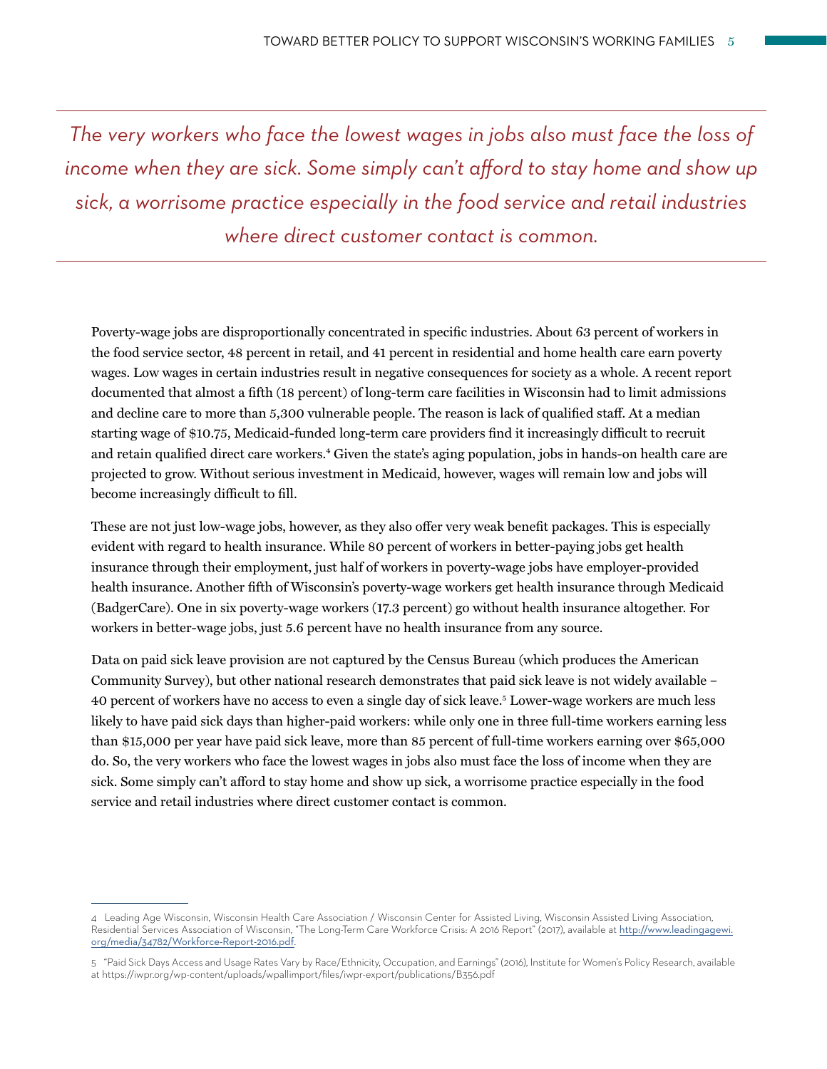*The very workers who face the lowest wages in jobs also must face the loss of income when they are sick. Some simply can't afford to stay home and show up sick, a worrisome practice especially in the food service and retail industries where direct customer contact is common.*

Poverty-wage jobs are disproportionally concentrated in specific industries. About 63 percent of workers in the food service sector, 48 percent in retail, and 41 percent in residential and home health care earn poverty wages. Low wages in certain industries result in negative consequences for society as a whole. A recent report documented that almost a fifth (18 percent) of long-term care facilities in Wisconsin had to limit admissions and decline care to more than 5,300 vulnerable people. The reason is lack of qualified staff. At a median starting wage of $10.75, Medicaid-funded long-term care providers find it increasingly difficult to recruit and retain qualified direct care workers.[4] Given the state's aging population, jobs in hands-on health care are projected to grow. Without serious investment in Medicaid, however, wages will remain low and jobs will become increasingly difficult to fill.

These are not just low-wage jobs, however, as they also offer very weak benefit packages. This is especially evident with regard to health insurance. While 80 percent of workers in better-paying jobs get health insurance through their employment, just half of workers in poverty-wage jobs have employer-provided health insurance. Another fifth of Wisconsin's poverty-wage workers get health insurance through Medicaid (BadgerCare). One in six poverty-wage workers (17.3 percent) go without health insurance altogether. For workers in better-wage jobs, just 5.6 percent have no health insurance from any source.

Data on paid sick leave provision are not captured by the Census Bureau (which produces the American Community Survey), but other national research demonstrates that paid sick leave is not widely available – 40 percent of workers have no access to even a single day of sick leave.[5] Lower-wage workers are much less likely to have paid sick days than higher-paid workers: while only one in three full-time workers earning less than $15,000 per year have paid sick leave, more than 85 percent of full-time workers earning over $65,000 do. So, the very workers who face the lowest wages in jobs also must face the loss of income when they are sick. Some simply can't afford to stay home and show up sick, a worrisome practice especially in the food service and retail industries where direct customer contact is common.

---

4 Leading Age Wisconsin, Wisconsin Health Care Association / Wisconsin Center for Assisted Living, Wisconsin Assisted Living Association, Residential Services Association of Wisconsin, "The Long-Term Care Workforce Crisis: A 2016 Report" (2017), available at http://www.leadingagewi.org/media/34782/Workforce-Report-2016.pdf.

5 "Paid Sick Days Access and Usage Rates Vary by Race/Ethnicity, Occupation, and Earnings" (2016), Institute for Women's Policy Research, available at https://iwpr.org/wp-content/uploads/wpallimport/files/iwpr-export/publications/B356.pdf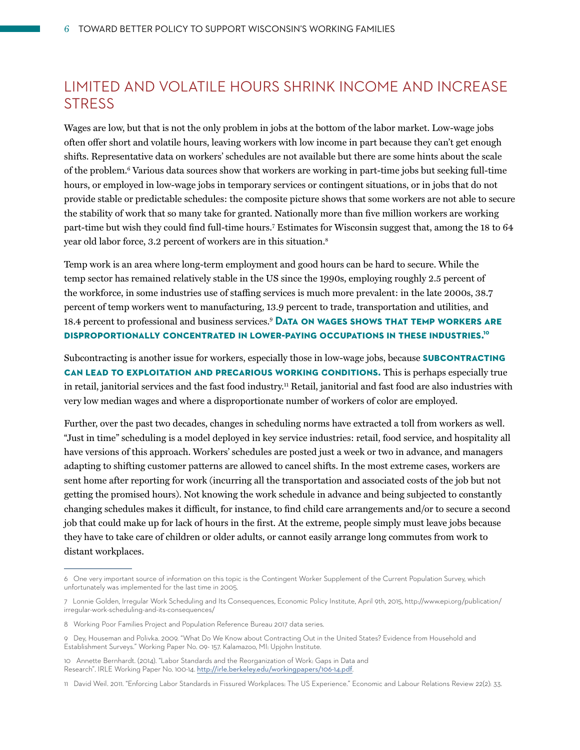## LIMITED AND VOLATILE HOURS SHRINK INCOME AND INCREASE STRESS

Wages are low, but that is not the only problem in jobs at the bottom of the labor market. Low-wage jobs often offer short and volatile hours, leaving workers with low income in part because they can't get enough shifts. Representative data on workers' schedules are not available but there are some hints about the scale of the problem.[6] Various data sources show that workers are working in part-time jobs but seeking full-time hours, or employed in low-wage jobs in temporary services or contingent situations, or in jobs that do not provide stable or predictable schedules: the composite picture shows that some workers are not able to secure the stability of work that so many take for granted. Nationally more than five million workers are working part-time but wish they could find full-time hours.[7] Estimates for Wisconsin suggest that, among the 18 to 64 year old labor force, 3.2 percent of workers are in this situation.[8]

Temp work is an area where long-term employment and good hours can be hard to secure. While the temp sector has remained relatively stable in the US since the 1990s, employing roughly 2.5 percent of the workforce, in some industries use of staffing services is much more prevalent: in the late 2000s, 38.7 percent of temp workers went to manufacturing, 13.9 percent to trade, transportation and utilities, and 18.4 percent to professional and business services.[9] **Data on wages shows that temp workers are disproportionally concentrated in lower-paying occupations in these industries.[10]**

Subcontracting is another issue for workers, especially those in low-wage jobs, because **subcontracting can lead to exploitation and precarious working conditions.** This is perhaps especially true in retail, janitorial services and the fast food industry.[11] Retail, janitorial and fast food are also industries with very low median wages and where a disproportionate number of workers of color are employed.

Further, over the past two decades, changes in scheduling norms have extracted a toll from workers as well. "Just in time" scheduling is a model deployed in key service industries: retail, food service, and hospitality all have versions of this approach. Workers' schedules are posted just a week or two in advance, and managers adapting to shifting customer patterns are allowed to cancel shifts. In the most extreme cases, workers are sent home after reporting for work (incurring all the transportation and associated costs of the job but not getting the promised hours). Not knowing the work schedule in advance and being subjected to constantly changing schedules makes it difficult, for instance, to find child care arrangements and/or to secure a second job that could make up for lack of hours in the first. At the extreme, people simply must leave jobs because they have to take care of children or older adults, or cannot easily arrange long commutes from work to distant workplaces.

---

6 One very important source of information on this topic is the Contingent Worker Supplement of the Current Population Survey, which unfortunately was implemented for the last time in 2005.

7 Lonnie Golden, Irregular Work Scheduling and Its Consequences, Economic Policy Institute, April 9th, 2015, http://www.epi.org/publication/irregular-work-scheduling-and-its-consequences/

8 Working Poor Families Project and Population Reference Bureau 2017 data series.

9 Dey, Houseman and Polivka. 2009. "What Do We Know about Contracting Out in the United States? Evidence from Household and Establishment Surveys." Working Paper No. 09- 157. Kalamazoo, MI: Upjohn Institute.

10 Annette Bernhardt. (2014). "Labor Standards and the Reorganization of Work: Gaps in Data and Research". IRLE Working Paper No. 100-14. http://irle.berkeley.edu/workingpapers/106-14.pdf.

11 David Weil. 2011. "Enforcing Labor Standards in Fissured Workplaces: The US Experience." Economic and Labour Relations Review 22(2): 33.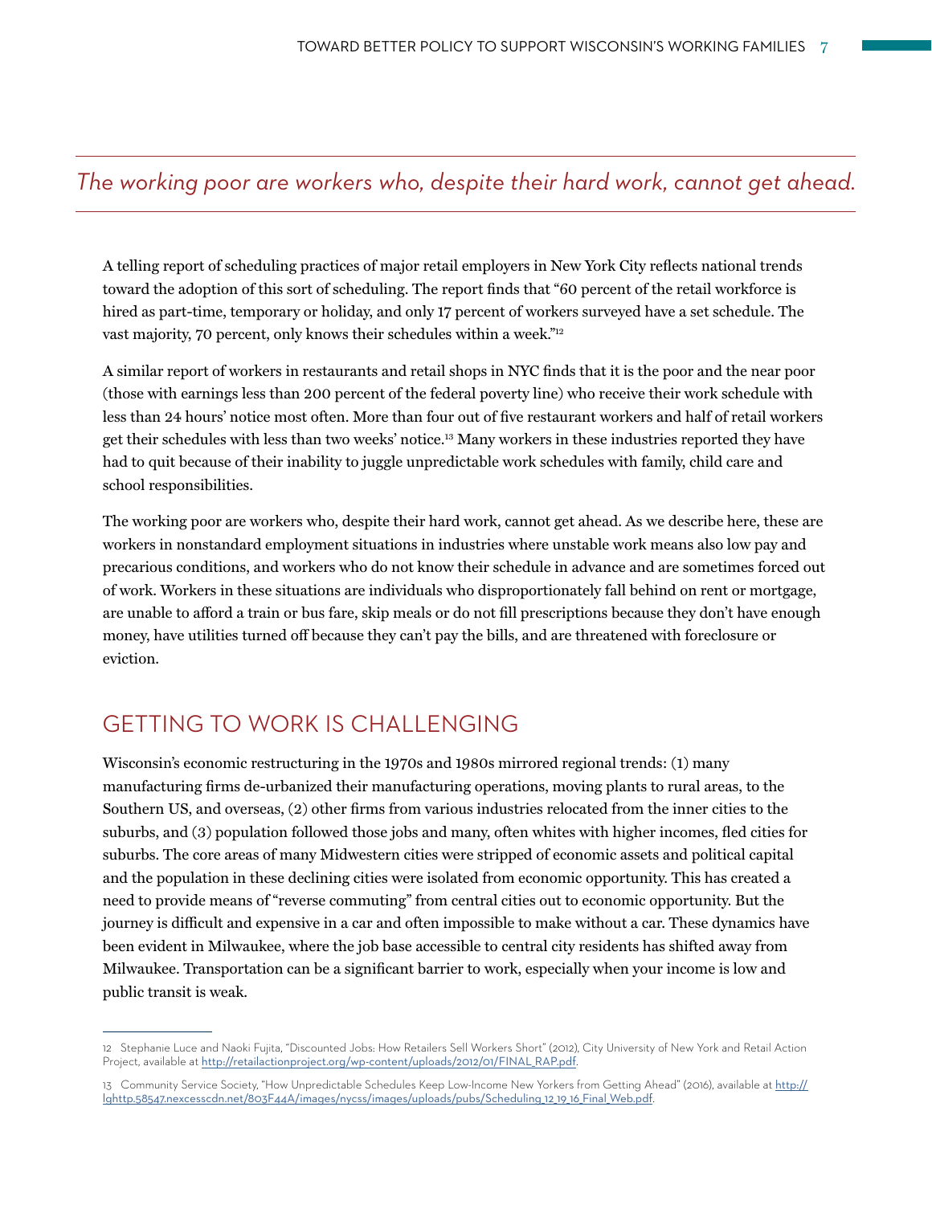*The working poor are workers who, despite their hard work, cannot get ahead.*

A telling report of scheduling practices of major retail employers in New York City reflects national trends toward the adoption of this sort of scheduling. The report finds that "60 percent of the retail workforce is hired as part-time, temporary or holiday, and only 17 percent of workers surveyed have a set schedule. The vast majority, 70 percent, only knows their schedules within a week."[12]

A similar report of workers in restaurants and retail shops in NYC finds that it is the poor and the near poor (those with earnings less than 200 percent of the federal poverty line) who receive their work schedule with less than 24 hours' notice most often. More than four out of five restaurant workers and half of retail workers get their schedules with less than two weeks' notice.[13] Many workers in these industries reported they have had to quit because of their inability to juggle unpredictable work schedules with family, child care and school responsibilities.

The working poor are workers who, despite their hard work, cannot get ahead. As we describe here, these are workers in nonstandard employment situations in industries where unstable work means also low pay and precarious conditions, and workers who do not know their schedule in advance and are sometimes forced out of work. Workers in these situations are individuals who disproportionately fall behind on rent or mortgage, are unable to afford a train or bus fare, skip meals or do not fill prescriptions because they don't have enough money, have utilities turned off because they can't pay the bills, and are threatened with foreclosure or eviction.

## GETTING TO WORK IS CHALLENGING

Wisconsin's economic restructuring in the 1970s and 1980s mirrored regional trends: (1) many manufacturing firms de-urbanized their manufacturing operations, moving plants to rural areas, to the Southern US, and overseas, (2) other firms from various industries relocated from the inner cities to the suburbs, and (3) population followed those jobs and many, often whites with higher incomes, fled cities for suburbs. The core areas of many Midwestern cities were stripped of economic assets and political capital and the population in these declining cities were isolated from economic opportunity. This has created a need to provide means of "reverse commuting" from central cities out to economic opportunity. But the journey is difficult and expensive in a car and often impossible to make without a car. These dynamics have been evident in Milwaukee, where the job base accessible to central city residents has shifted away from Milwaukee. Transportation can be a significant barrier to work, especially when your income is low and public transit is weak.

---

12 Stephanie Luce and Naoki Fujita, "Discounted Jobs: How Retailers Sell Workers Short" (2012), City University of New York and Retail Action Project, available at http://retailactionproject.org/wp-content/uploads/2012/01/FINAL_RAP.pdf.

13 Community Service Society, "How Unpredictable Schedules Keep Low-Income New Yorkers from Getting Ahead" (2016), available at http://lghttp.58547.nexcesscdn.net/803F44A/images/nycss/images/uploads/pubs/Scheduling_12_19_16_Final_Web.pdf.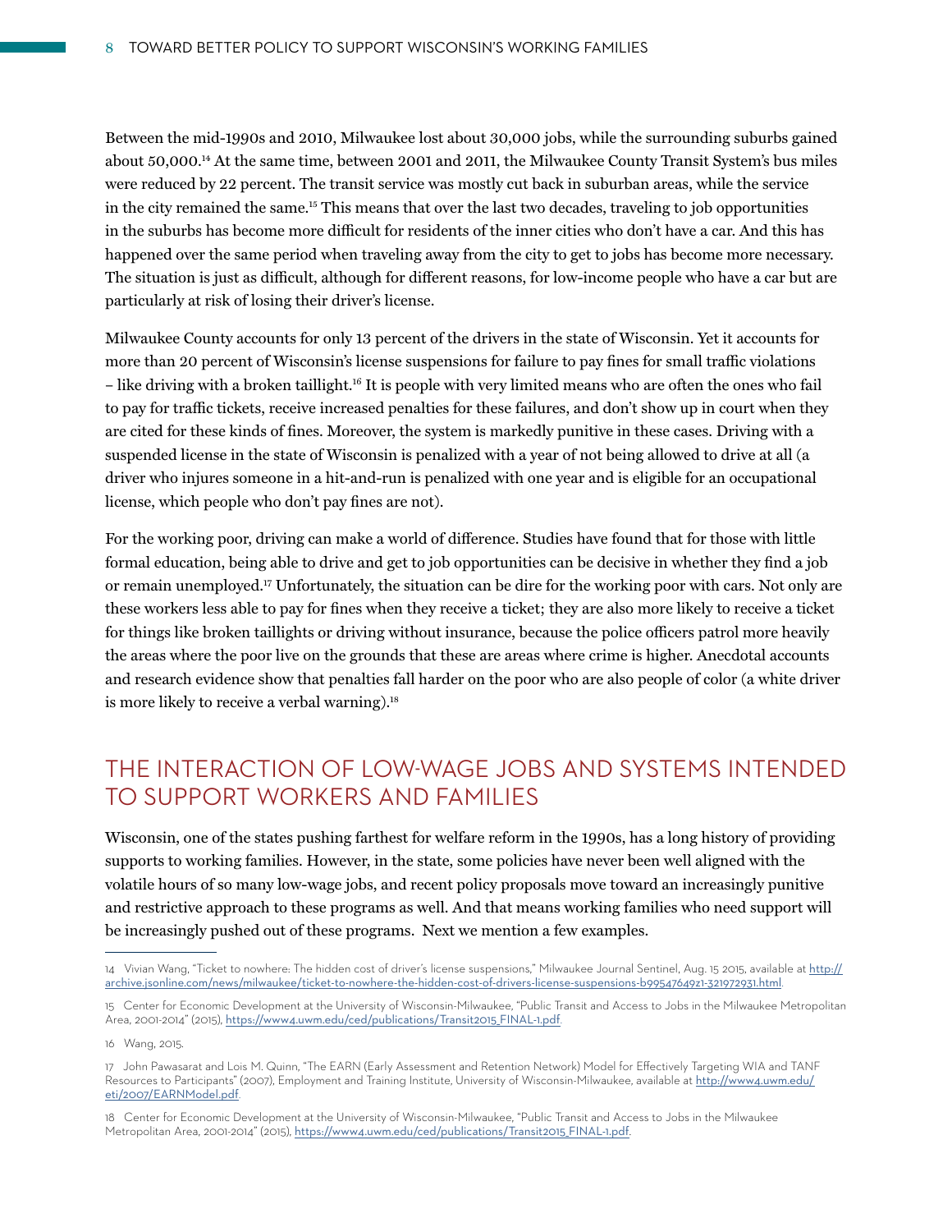Between the mid-1990s and 2010, Milwaukee lost about 30,000 jobs, while the surrounding suburbs gained about 50,000.[14] At the same time, between 2001 and 2011, the Milwaukee County Transit System's bus miles were reduced by 22 percent. The transit service was mostly cut back in suburban areas, while the service in the city remained the same.[15] This means that over the last two decades, traveling to job opportunities in the suburbs has become more difficult for residents of the inner cities who don't have a car. And this has happened over the same period when traveling away from the city to get to jobs has become more necessary. The situation is just as difficult, although for different reasons, for low-income people who have a car but are particularly at risk of losing their driver's license.

Milwaukee County accounts for only 13 percent of the drivers in the state of Wisconsin. Yet it accounts for more than 20 percent of Wisconsin's license suspensions for failure to pay fines for small traffic violations – like driving with a broken taillight.[16] It is people with very limited means who are often the ones who fail to pay for traffic tickets, receive increased penalties for these failures, and don't show up in court when they are cited for these kinds of fines. Moreover, the system is markedly punitive in these cases. Driving with a suspended license in the state of Wisconsin is penalized with a year of not being allowed to drive at all (a driver who injures someone in a hit-and-run is penalized with one year and is eligible for an occupational license, which people who don't pay fines are not).

For the working poor, driving can make a world of difference. Studies have found that for those with little formal education, being able to drive and get to job opportunities can be decisive in whether they find a job or remain unemployed.[17] Unfortunately, the situation can be dire for the working poor with cars. Not only are these workers less able to pay for fines when they receive a ticket; they are also more likely to receive a ticket for things like broken taillights or driving without insurance, because the police officers patrol more heavily the areas where the poor live on the grounds that these are areas where crime is higher. Anecdotal accounts and research evidence show that penalties fall harder on the poor who are also people of color (a white driver is more likely to receive a verbal warning).[18]

## THE INTERACTION OF LOW-WAGE JOBS AND SYSTEMS INTENDED TO SUPPORT WORKERS AND FAMILIES

Wisconsin, one of the states pushing farthest for welfare reform in the 1990s, has a long history of providing supports to working families. However, in the state, some policies have never been well aligned with the volatile hours of so many low-wage jobs, and recent policy proposals move toward an increasingly punitive and restrictive approach to these programs as well. And that means working families who need support will be increasingly pushed out of these programs. Next we mention a few examples.

---

14 Vivian Wang, "Ticket to nowhere: The hidden cost of driver's license suspensions," Milwaukee Journal Sentinel, Aug. 15 2015, available at http://archive.jsonline.com/news/milwaukee/ticket-to-nowhere-the-hidden-cost-of-drivers-license-suspensions-b99547649z1-321972931.html.

15 Center for Economic Development at the University of Wisconsin-Milwaukee, "Public Transit and Access to Jobs in the Milwaukee Metropolitan Area, 2001-2014" (2015), https://www4.uwm.edu/ced/publications/Transit2015_FINAL-1.pdf.

16 Wang, 2015.

17 John Pawasarat and Lois M. Quinn, "The EARN (Early Assessment and Retention Network) Model for Effectively Targeting WIA and TANF Resources to Participants" (2007), Employment and Training Institute, University of Wisconsin-Milwaukee, available at http://www4.uwm.edu/eti/2007/EARNModel.pdf.

18 Center for Economic Development at the University of Wisconsin-Milwaukee, "Public Transit and Access to Jobs in the Milwaukee Metropolitan Area, 2001-2014" (2015), https://www4.uwm.edu/ced/publications/Transit2015_FINAL-1.pdf.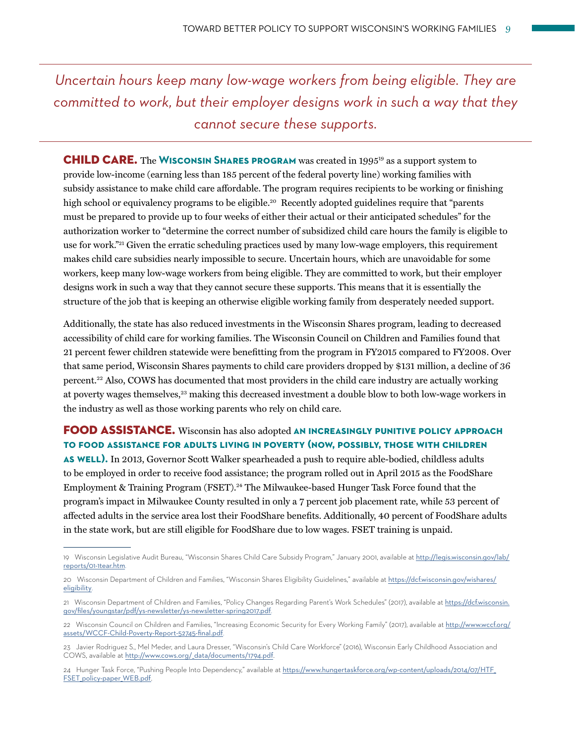*Uncertain hours keep many low-wage workers from being eligible. They are committed to work, but their employer designs work in such a way that they cannot secure these supports.*

---

**CHILD CARE.** The **Wisconsin Shares program** was created in 1995[19] as a support system to provide low-income (earning less than 185 percent of the federal poverty line) working families with subsidy assistance to make child care affordable. The program requires recipients to be working or finishing high school or equivalency programs to be eligible.[20] Recently adopted guidelines require that "parents must be prepared to provide up to four weeks of either their actual or their anticipated schedules" for the authorization worker to "determine the correct number of subsidized child care hours the family is eligible to use for work."[21] Given the erratic scheduling practices used by many low-wage employers, this requirement makes child care subsidies nearly impossible to secure. Uncertain hours, which are unavoidable for some workers, keep many low-wage workers from being eligible. They are committed to work, but their employer designs work in such a way that they cannot secure these supports. This means that it is essentially the structure of the job that is keeping an otherwise eligible working family from desperately needed support.

Additionally, the state has also reduced investments in the Wisconsin Shares program, leading to decreased accessibility of child care for working families. The Wisconsin Council on Children and Families found that 21 percent fewer children statewide were benefitting from the program in FY2015 compared to FY2008. Over that same period, Wisconsin Shares payments to child care providers dropped by $131 million, a decline of 36 percent.[22] Also, COWS has documented that most providers in the child care industry are actually working at poverty wages themselves,[23] making this decreased investment a double blow to both low-wage workers in the industry as well as those working parents who rely on child care.

**FOOD ASSISTANCE.** Wisconsin has also adopted **an increasingly punitive policy approach to food assistance for adults living in poverty (now, possibly, those with children as well).** In 2013, Governor Scott Walker spearheaded a push to require able-bodied, childless adults to be employed in order to receive food assistance; the program rolled out in April 2015 as the FoodShare Employment & Training Program (FSET).[24] The Milwaukee-based Hunger Task Force found that the program's impact in Milwaukee County resulted in only a 7 percent job placement rate, while 53 percent of affected adults in the service area lost their FoodShare benefits. Additionally, 40 percent of FoodShare adults in the state work, but are still eligible for FoodShare due to low wages. FSET training is unpaid.

---

19 Wisconsin Legislative Audit Bureau, "Wisconsin Shares Child Care Subsidy Program," January 2001, available at http://legis.wisconsin.gov/lab/reports/01-1tear.htm.

20 Wisconsin Department of Children and Families, "Wisconsin Shares Eligibility Guidelines," available at https://dcf.wisconsin.gov/wishares/eligibility.

21 Wisconsin Department of Children and Families, "Policy Changes Regarding Parent's Work Schedules" (2017), available at https://dcf.wisconsin.gov/files/youngstar/pdf/ys-newsletter/ys-newsletter-spring2017.pdf.

22 Wisconsin Council on Children and Families, "Increasing Economic Security for Every Working Family" (2017), available at http://www.wccf.org/assets/WCCF-Child-Poverty-Report-52745-final.pdf.

23 Javier Rodriguez S., Mel Meder, and Laura Dresser, "Wisconsin's Child Care Workforce" (2016), Wisconsin Early Childhood Association and COWS, available at http://www.cows.org/_data/documents/1794.pdf.

24 Hunger Task Force, "Pushing People Into Dependency," available at https://www.hungertaskforce.org/wp-content/uploads/2014/07/HTF_FSET_policy-paper_WEB.pdf.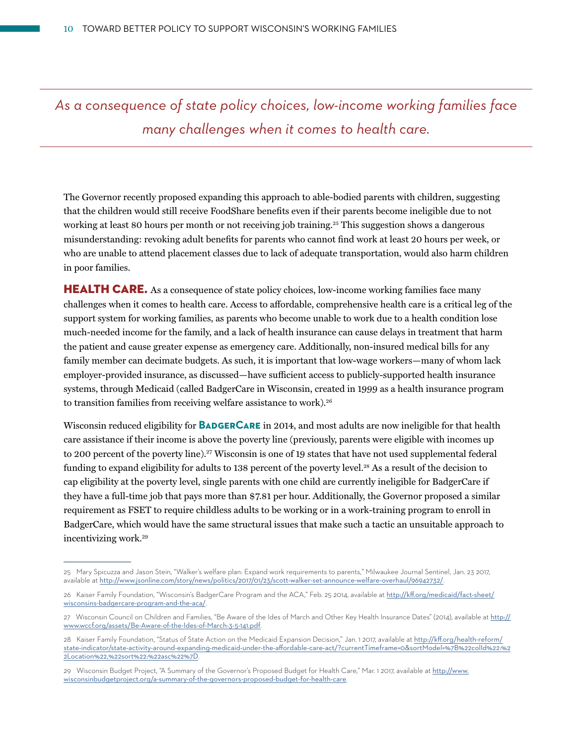*As a consequence of state policy choices, low-income working families face many challenges when it comes to health care.*

The Governor recently proposed expanding this approach to able-bodied parents with children, suggesting that the children would still receive FoodShare benefits even if their parents become ineligible due to not working at least 80 hours per month or not receiving job training.[25] This suggestion shows a dangerous misunderstanding: revoking adult benefits for parents who cannot find work at least 20 hours per week, or who are unable to attend placement classes due to lack of adequate transportation, would also harm children in poor families.

**HEALTH CARE.** As a consequence of state policy choices, low-income working families face many challenges when it comes to health care. Access to affordable, comprehensive health care is a critical leg of the support system for working families, as parents who become unable to work due to a health condition lose much-needed income for the family, and a lack of health insurance can cause delays in treatment that harm the patient and cause greater expense as emergency care. Additionally, non-insured medical bills for any family member can decimate budgets. As such, it is important that low-wage workers—many of whom lack employer-provided insurance, as discussed—have sufficient access to publicly-supported health insurance systems, through Medicaid (called BadgerCare in Wisconsin, created in 1999 as a health insurance program to transition families from receiving welfare assistance to work).[26]

Wisconsin reduced eligibility for **BadgerCare** in 2014, and most adults are now ineligible for that health care assistance if their income is above the poverty line (previously, parents were eligible with incomes up to 200 percent of the poverty line).[27] Wisconsin is one of 19 states that have not used supplemental federal funding to expand eligibility for adults to 138 percent of the poverty level.[28] As a result of the decision to cap eligibility at the poverty level, single parents with one child are currently ineligible for BadgerCare if they have a full-time job that pays more than $7.81 per hour. Additionally, the Governor proposed a similar requirement as FSET to require childless adults to be working or in a work-training program to enroll in BadgerCare, which would have the same structural issues that make such a tactic an unsuitable approach to incentivizing work.[29]

---

25 Mary Spicuzza and Jason Stein, "Walker's welfare plan: Expand work requirements to parents," Milwaukee Journal Sentinel, Jan. 23 2017, available at http://www.jsonline.com/story/news/politics/2017/01/23/scott-walker-set-announce-welfare-overhaul/96942732/.

26 Kaiser Family Foundation, "Wisconsin's BadgerCare Program and the ACA," Feb. 25 2014, available at http://kff.org/medicaid/fact-sheet/wisconsins-badgercare-program-and-the-aca/.

27 Wisconsin Council on Children and Families, "Be Aware of the Ides of March and Other Key Health Insurance Dates" (2014), available at http://www.wccf.org/assets/Be-Aware-of-the-Ides-of-March-3-5-141.pdf.

28 Kaiser Family Foundation, "Status of State Action on the Medicaid Expansion Decision," Jan. 1 2017, available at http://kff.org/health-reform/state-indicator/state-activity-around-expanding-medicaid-under-the-affordable-care-act/?currentTimeframe=0&sortModel=%7B%22colId%22:%22Location%22,%22sort%22:%22asc%22%7D.

29 Wisconsin Budget Project, "A Summary of the Governor's Proposed Budget for Health Care," Mar. 1 2017, available at http://www.wisconsinbudgetproject.org/a-summary-of-the-governors-proposed-budget-for-health-care.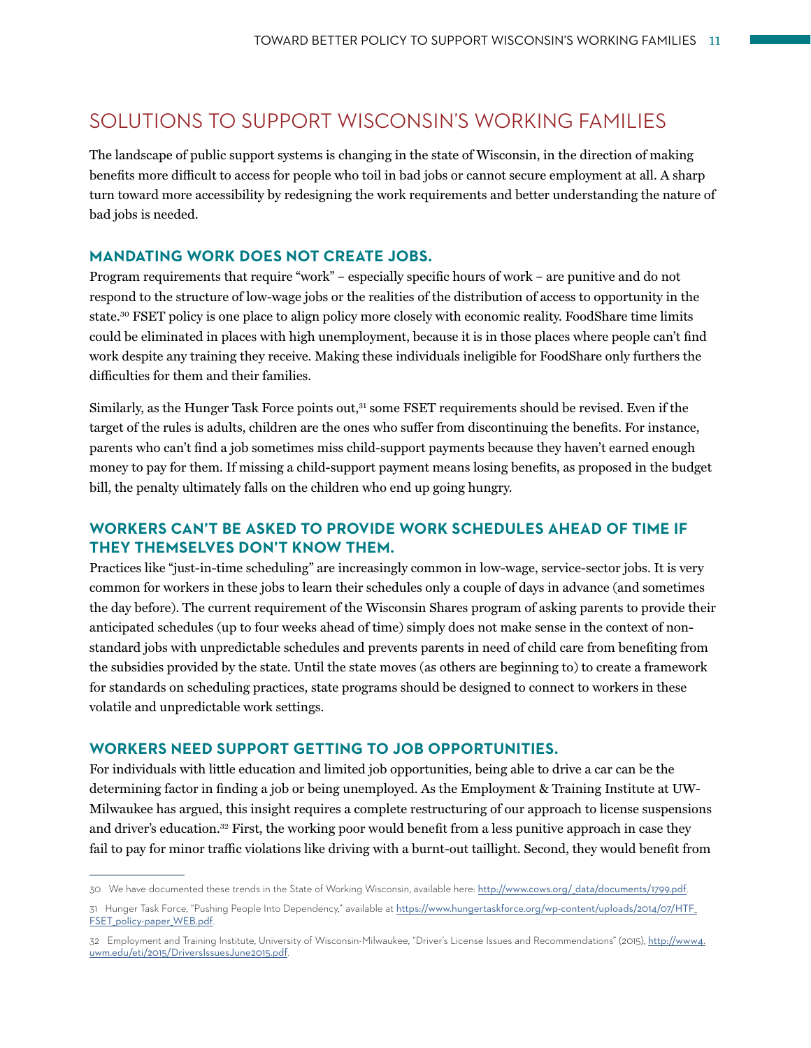## SOLUTIONS TO SUPPORT WISCONSIN'S WORKING FAMILIES

The landscape of public support systems is changing in the state of Wisconsin, in the direction of making benefits more difficult to access for people who toil in bad jobs or cannot secure employment at all. A sharp turn toward more accessibility by redesigning the work requirements and better understanding the nature of bad jobs is needed.

### MANDATING WORK DOES NOT CREATE JOBS.

Program requirements that require "work" – especially specific hours of work – are punitive and do not respond to the structure of low-wage jobs or the realities of the distribution of access to opportunity in the state.[30] FSET policy is one place to align policy more closely with economic reality. FoodShare time limits could be eliminated in places with high unemployment, because it is in those places where people can't find work despite any training they receive. Making these individuals ineligible for FoodShare only furthers the difficulties for them and their families.

Similarly, as the Hunger Task Force points out,[31] some FSET requirements should be revised. Even if the target of the rules is adults, children are the ones who suffer from discontinuing the benefits. For instance, parents who can't find a job sometimes miss child-support payments because they haven't earned enough money to pay for them. If missing a child-support payment means losing benefits, as proposed in the budget bill, the penalty ultimately falls on the children who end up going hungry.

### WORKERS CAN'T BE ASKED TO PROVIDE WORK SCHEDULES AHEAD OF TIME IF THEY THEMSELVES DON'T KNOW THEM.

Practices like "just-in-time scheduling" are increasingly common in low-wage, service-sector jobs. It is very common for workers in these jobs to learn their schedules only a couple of days in advance (and sometimes the day before). The current requirement of the Wisconsin Shares program of asking parents to provide their anticipated schedules (up to four weeks ahead of time) simply does not make sense in the context of non-standard jobs with unpredictable schedules and prevents parents in need of child care from benefiting from the subsidies provided by the state. Until the state moves (as others are beginning to) to create a framework for standards on scheduling practices, state programs should be designed to connect to workers in these volatile and unpredictable work settings.

### WORKERS NEED SUPPORT GETTING TO JOB OPPORTUNITIES.

For individuals with little education and limited job opportunities, being able to drive a car can be the determining factor in finding a job or being unemployed. As the Employment & Training Institute at UW-Milwaukee has argued, this insight requires a complete restructuring of our approach to license suspensions and driver's education.[32] First, the working poor would benefit from a less punitive approach in case they fail to pay for minor traffic violations like driving with a burnt-out taillight. Second, they would benefit from

---

30 We have documented these trends in the State of Working Wisconsin, available here: http://www.cows.org/_data/documents/1799.pdf.

31 Hunger Task Force, "Pushing People Into Dependency," available at https://www.hungertaskforce.org/wp-content/uploads/2014/07/HTF_FSET_policy-paper_WEB.pdf.

32 Employment and Training Institute, University of Wisconsin-Milwaukee, "Driver's License Issues and Recommendations" (2015), http://www4.uwm.edu/eti/2015/DriversIssuesJune2015.pdf.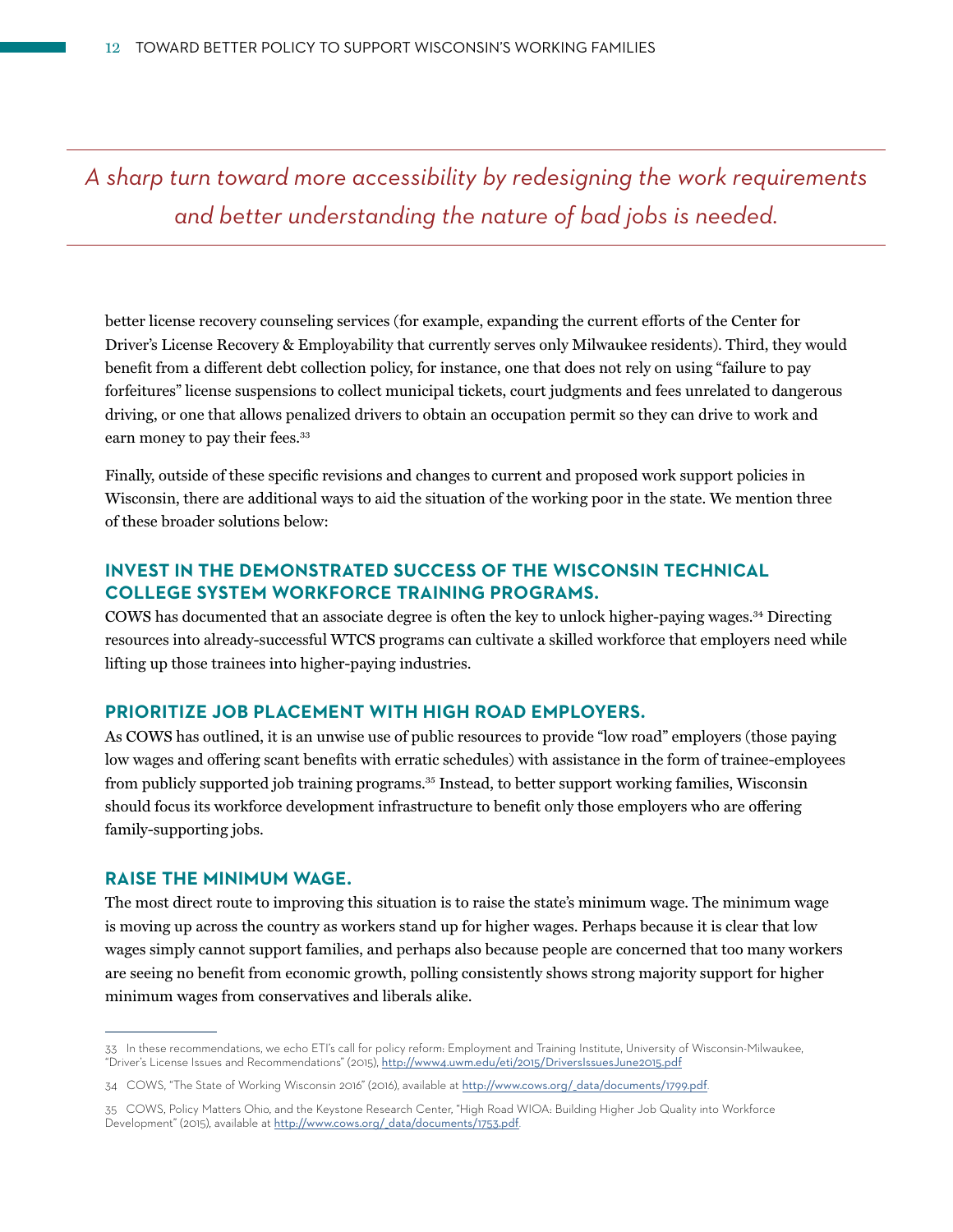*A sharp turn toward more accessibility by redesigning the work requirements and better understanding the nature of bad jobs is needed.*

better license recovery counseling services (for example, expanding the current efforts of the Center for Driver's License Recovery & Employability that currently serves only Milwaukee residents). Third, they would benefit from a different debt collection policy, for instance, one that does not rely on using "failure to pay forfeitures" license suspensions to collect municipal tickets, court judgments and fees unrelated to dangerous driving, or one that allows penalized drivers to obtain an occupation permit so they can drive to work and earn money to pay their fees.[33]

Finally, outside of these specific revisions and changes to current and proposed work support policies in Wisconsin, there are additional ways to aid the situation of the working poor in the state. We mention three of these broader solutions below:

### INVEST IN THE DEMONSTRATED SUCCESS OF THE WISCONSIN TECHNICAL COLLEGE SYSTEM WORKFORCE TRAINING PROGRAMS.

COWS has documented that an associate degree is often the key to unlock higher-paying wages.[34] Directing resources into already-successful WTCS programs can cultivate a skilled workforce that employers need while lifting up those trainees into higher-paying industries.

### PRIORITIZE JOB PLACEMENT WITH HIGH ROAD EMPLOYERS.

As COWS has outlined, it is an unwise use of public resources to provide "low road" employers (those paying low wages and offering scant benefits with erratic schedules) with assistance in the form of trainee-employees from publicly supported job training programs.[35] Instead, to better support working families, Wisconsin should focus its workforce development infrastructure to benefit only those employers who are offering family-supporting jobs.

### RAISE THE MINIMUM WAGE.

The most direct route to improving this situation is to raise the state's minimum wage. The minimum wage is moving up across the country as workers stand up for higher wages. Perhaps because it is clear that low wages simply cannot support families, and perhaps also because people are concerned that too many workers are seeing no benefit from economic growth, polling consistently shows strong majority support for higher minimum wages from conservatives and liberals alike.

---

33 In these recommendations, we echo ETI's call for policy reform: Employment and Training Institute, University of Wisconsin-Milwaukee, "Driver's License Issues and Recommendations" (2015), http://www4.uwm.edu/eti/2015/DriversIssuesJune2015.pdf

34 COWS, "The State of Working Wisconsin 2016" (2016), available at http://www.cows.org/_data/documents/1799.pdf.

35 COWS, Policy Matters Ohio, and the Keystone Research Center, "High Road WIOA: Building Higher Job Quality into Workforce Development" (2015), available at http://www.cows.org/_data/documents/1753.pdf.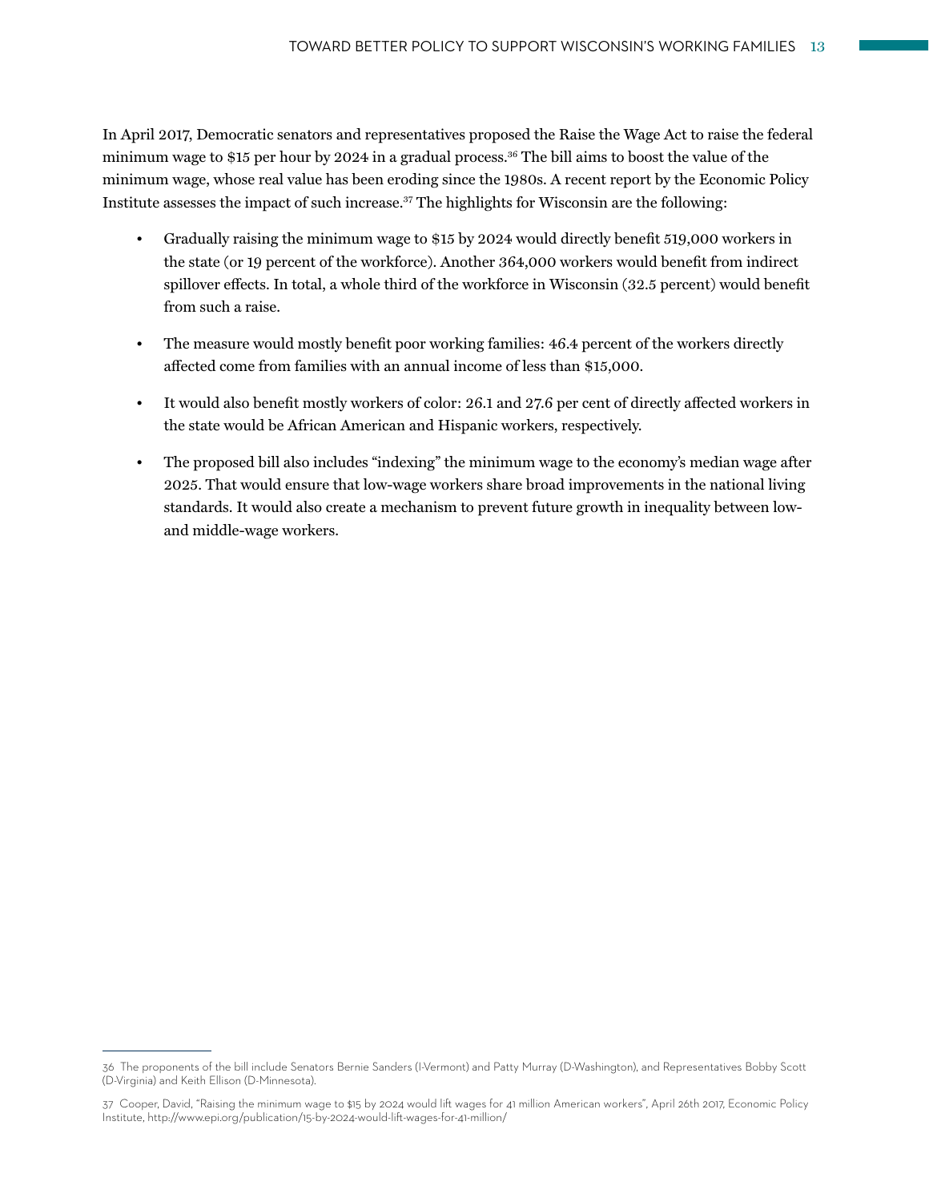In April 2017, Democratic senators and representatives proposed the Raise the Wage Act to raise the federal minimum wage to $15 per hour by 2024 in a gradual process.[36] The bill aims to boost the value of the minimum wage, whose real value has been eroding since the 1980s. A recent report by the Economic Policy Institute assesses the impact of such increase.[37] The highlights for Wisconsin are the following:

- Gradually raising the minimum wage to $15 by 2024 would directly benefit 519,000 workers in the state (or 19 percent of the workforce). Another 364,000 workers would benefit from indirect spillover effects. In total, a whole third of the workforce in Wisconsin (32.5 percent) would benefit from such a raise.

- The measure would mostly benefit poor working families: 46.4 percent of the workers directly affected come from families with an annual income of less than $15,000.

- It would also benefit mostly workers of color: 26.1 and 27.6 per cent of directly affected workers in the state would be African American and Hispanic workers, respectively.

- The proposed bill also includes "indexing" the minimum wage to the economy's median wage after 2025. That would ensure that low-wage workers share broad improvements in the national living standards. It would also create a mechanism to prevent future growth in inequality between low- and middle-wage workers.

---

36 The proponents of the bill include Senators Bernie Sanders (I-Vermont) and Patty Murray (D-Washington), and Representatives Bobby Scott (D-Virginia) and Keith Ellison (D-Minnesota).

37 Cooper, David, "Raising the minimum wage to $15 by 2024 would lift wages for 41 million American workers", April 26th 2017, Economic Policy Institute, http://www.epi.org/publication/15-by-2024-would-lift-wages-for-41-million/